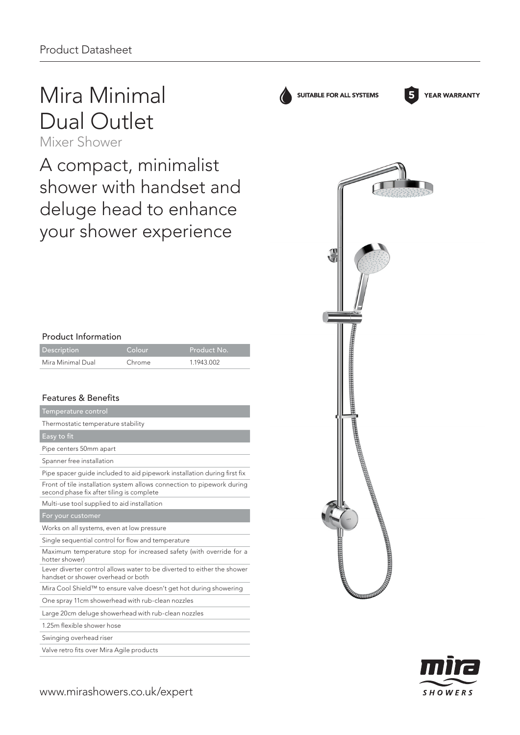Product Datasheet

# Mira Minimal Dual Outlet

Mixer Shower

SUITABLE FOR ALL SYSTEMS

5 YEAR WARRANTY

## A compact, minimalist shower with handset and deluge head to enhance your shower experience

### Product Information

| Description | Colour | Product No. |
|---|---|---|
| Mira Minimal Dual | Chrome | 1.1943.002 |

### Features & Benefits

| Temperature control |
|---|
| Thermostatic temperature stability |
| **Easy to fit** |
| Pipe centers 50mm apart |
| Spanner free installation |
| Pipe spacer guide included to aid pipework installation during first fix |
| Front of tile installation system allows connection to pipework during second phase fix after tiling is complete |
| Multi-use tool supplied to aid installation |
| **For your customer** |
| Works on all systems, even at low pressure |
| Single sequential control for flow and temperature |
| Maximum temperature stop for increased safety (with override for a hotter shower) |
| Lever diverter control allows water to be diverted to either the shower handset or shower overhead or both |
| Mira Cool Shield™ to ensure valve doesn't get hot during showering |
| One spray 11cm showerhead with rub-clean nozzles |
| Large 20cm deluge showerhead with rub-clean nozzles |
| 1.25m flexible shower hose |
| Swinging overhead riser |
| Valve retro fits over Mira Agile products |

www.mirashowers.co.uk/expert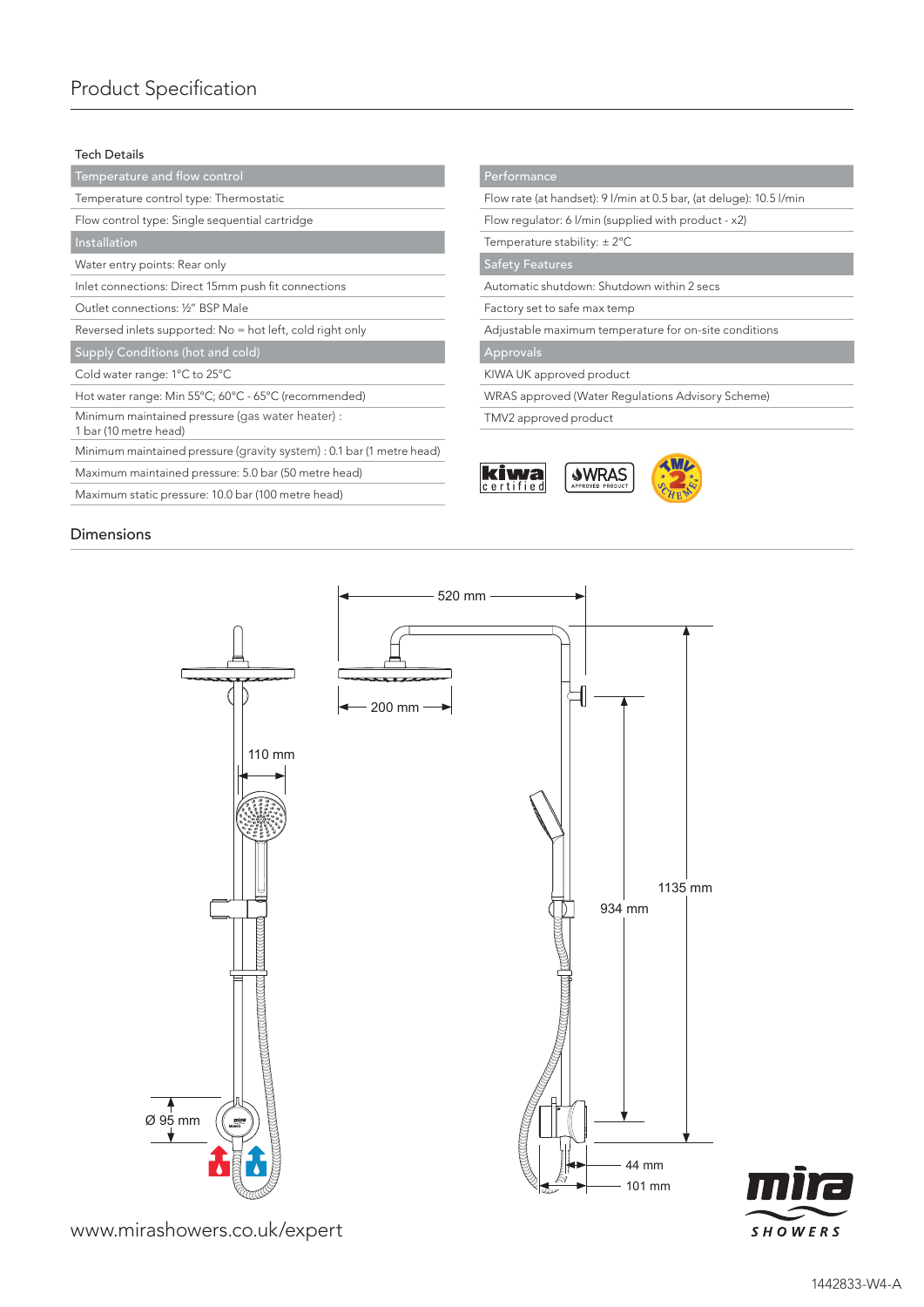# Product Specification

## Tech Details

| Temperature and flow control |
|---|
| Temperature control type: Thermostatic |
| Flow control type: Single sequential cartridge |

| Installation |
|---|
| Water entry points: Rear only |
| Inlet connections: Direct 15mm push fit connections |
| Outlet connections: ½" BSP Male |
| Reversed inlets supported: No = hot left, cold right only |

| Supply Conditions (hot and cold) |
|---|
| Cold water range: 1°C to 25°C |
| Hot water range: Min 55°C; 60°C - 65°C (recommended) |
| Minimum maintained pressure (gas water heater) : 1 bar (10 metre head) |
| Minimum maintained pressure (gravity system) : 0.1 bar (1 metre head) |
| Maximum maintained pressure: 5.0 bar (50 metre head) |
| Maximum static pressure: 10.0 bar (100 metre head) |

| Performance |
|---|
| Flow rate (at handset): 9 l/min at 0.5 bar, (at deluge): 10.5 l/min |
| Flow regulator: 6 l/min (supplied with product - x2) |
| Temperature stability: ± 2°C |

| Safety Features |
|---|
| Automatic shutdown: Shutdown within 2 secs |
| Factory set to safe max temp |
| Adjustable maximum temperature for on-site conditions |

| Approvals |
|---|
| KIWA UK approved product |
| WRAS approved (Water Regulations Advisory Scheme) |
| TMV2 approved product |

kiwa certified

WRAS APPROVED PRODUCT

TMV 2 SCHEME

## Dimensions

520 mm

200 mm

110 mm

1135 mm

934 mm

Ø 95 mm

44 mm

101 mm

www.mirashowers.co.uk/expert

mira SHOWERS

1442833-W4-A